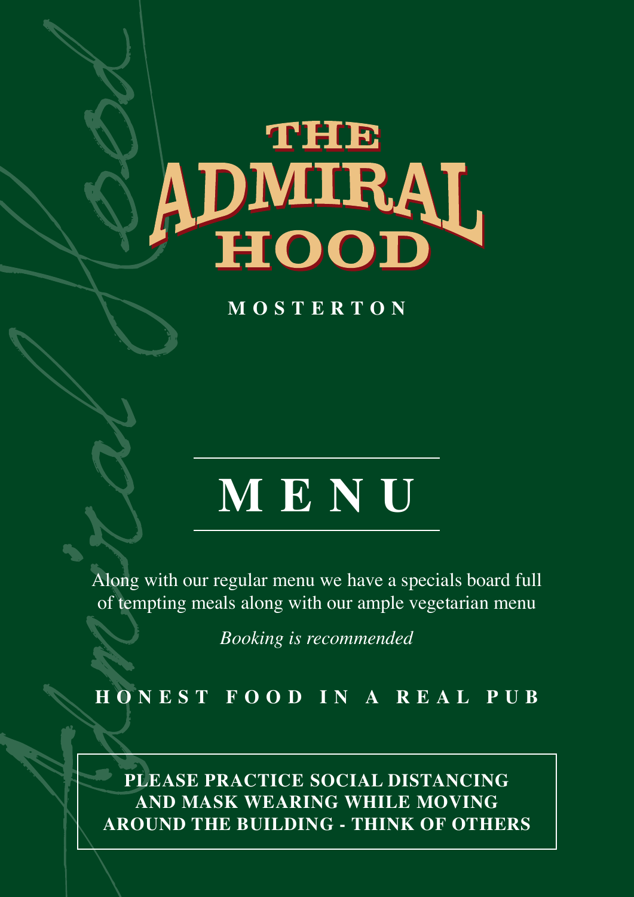# THE ADMIRAL HOOD

**MOSTERTON**

# MENU

Along with our regular menu we have a specials board full of tempting meals along with our ample vegetarian menu

*Booking is recommended*

**HONEST FOOD IN A REAL PUB**

**PLEASE PRACTICE SOCIAL DISTANCING AND MASK WEARING WHILE MOVING AROUND THE BUILDING - THINK OF OTHERS**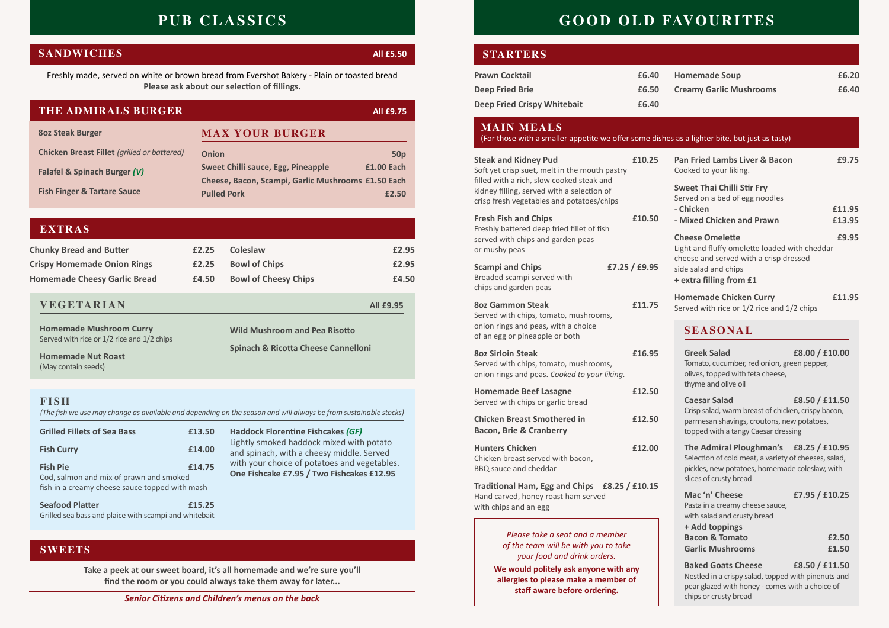# PUB CLASSICS

## SANDWICHES — All £5.50

Freshly made, served on white or brown bread from Evershot Bakery - Plain or toasted bread
**Please ask about our selection of fillings.**

## THE ADMIRALS BURGER — All £9.75

- **8oz Steak Burger**
- **Chicken Breast Fillet** *(grilled or battered)*
- **Falafel & Spinach Burger** *(V)*
- **Fish Finger & Tartare Sauce**

### MAX YOUR BURGER

| Item | Price |
|---|---|
| Onion | 50p |
| Sweet Chilli sauce, Egg, Pineapple | £1.00 Each |
| Cheese, Bacon, Scampi, Garlic Mushrooms | £1.50 Each |
| Pulled Pork | £2.50 |

## EXTRAS

| Item | Price |
|---|---|
| Chunky Bread and Butter | £2.25 |
| Crispy Homemade Onion Rings | £2.25 |
| Homemade Cheesy Garlic Bread | £4.50 |
| Coleslaw | £2.95 |
| Bowl of Chips | £2.95 |
| Bowl of Cheesy Chips | £4.50 |

## VEGETARIAN — All £9.95

**Homemade Mushroom Curry**
Served with rice or 1/2 rice and 1/2 chips

**Homemade Nut Roast**
(May contain seeds)

**Wild Mushroom and Pea Risotto**

**Spinach & Ricotta Cheese Cannelloni**

## FISH

*(The fish we use may change as available and depending on the season and will always be from sustainable stocks)*

**Grilled Fillets of Sea Bass** — £13.50

**Fish Curry** — £14.00

**Fish Pie** — £14.75
Cod, salmon and mix of prawn and smoked fish in a creamy cheese sauce topped with mash

**Seafood Platter** — £15.25
Grilled sea bass and plaice with scampi and whitebait

**Haddock Florentine Fishcakes** *(GF)*
Lightly smoked haddock mixed with potato and spinach, with a cheesy middle. Served with your choice of potatoes and vegetables.
**One Fishcake £7.95 / Two Fishcakes £12.95**

## SWEETS

**Take a peek at our sweet board, it's all homemade and we're sure you'll find the room or you could always take them away for later...**

*Senior Citizens and Children's menus on the back*

# GOOD OLD FAVOURITES

## STARTERS

| Item | Price |
|---|---|
| Prawn Cocktail | £6.40 |
| Deep Fried Brie | £6.50 |
| Deep Fried Crispy Whitebait | £6.40 |
| Homemade Soup | £6.20 |
| Creamy Garlic Mushrooms | £6.40 |

## MAIN MEALS

(For those with a smaller appetite we offer some dishes as a lighter bite, but just as tasty)

**Steak and Kidney Pud** — £10.25
Soft yet crisp suet, melt in the mouth pastry filled with a rich, slow cooked steak and kidney filling, served with a selection of crisp fresh vegetables and potatoes/chips

**Fresh Fish and Chips** — £10.50
Freshly battered deep fried fillet of fish served with chips and garden peas or mushy peas

**Scampi and Chips** — £7.25 / £9.95
Breaded scampi served with chips and garden peas

**8oz Gammon Steak** — £11.75
Served with chips, tomato, mushrooms, onion rings and peas, with a choice of an egg or pineapple or both

**8oz Sirloin Steak** — £16.95
Served with chips, tomato, mushrooms, onion rings and peas. *Cooked to your liking.*

**Homemade Beef Lasagne** — £12.50
Served with chips or garlic bread

**Chicken Breast Smothered in Bacon, Brie & Cranberry** — £12.50

**Hunters Chicken** — £12.00
Chicken breast served with bacon, BBQ sauce and cheddar

**Traditional Ham, Egg and Chips** — £8.25 / £10.15
Hand carved, honey roast ham served with chips and an egg

**Pan Fried Lambs Liver & Bacon** — £9.75
Cooked to your liking.

**Sweet Thai Chilli Stir Fry**
Served on a bed of egg noodles
- Chicken — £11.95
- Mixed Chicken and Prawn — £13.95

**Cheese Omelette** — £9.95
Light and fluffy omelette loaded with cheddar cheese and served with a crisp dressed side salad and chips
**+ extra filling from £1**

**Homemade Chicken Curry** — £11.95
Served with rice or 1/2 rice and 1/2 chips

*Please take a seat and a member of the team will be with you to take your food and drink orders.*

**We would politely ask anyone with any allergies to please make a member of staff aware before ordering.**

## SEASONAL

**Greek Salad** — £8.00 / £10.00
Tomato, cucumber, red onion, green pepper, olives, topped with feta cheese, thyme and olive oil

**Caesar Salad** — £8.50 / £11.50
Crisp salad, warm breast of chicken, crispy bacon, parmesan shavings, croutons, new potatoes, topped with a tangy Caesar dressing

**The Admiral Ploughman's** — £8.25 / £10.95
Selection of cold meat, a variety of cheeses, salad, pickles, new potatoes, homemade coleslaw, with slices of crusty bread

**Mac 'n' Cheese** — £7.95 / £10.25
Pasta in a creamy cheese sauce, with salad and crusty bread
**+ Add toppings**
- **Bacon & Tomato** — £2.50
- **Garlic Mushrooms** — £1.50

**Baked Goats Cheese** — £8.50 / £11.50
Nestled in a crispy salad, topped with pinenuts and pear glazed with honey - comes with a choice of chips or crusty bread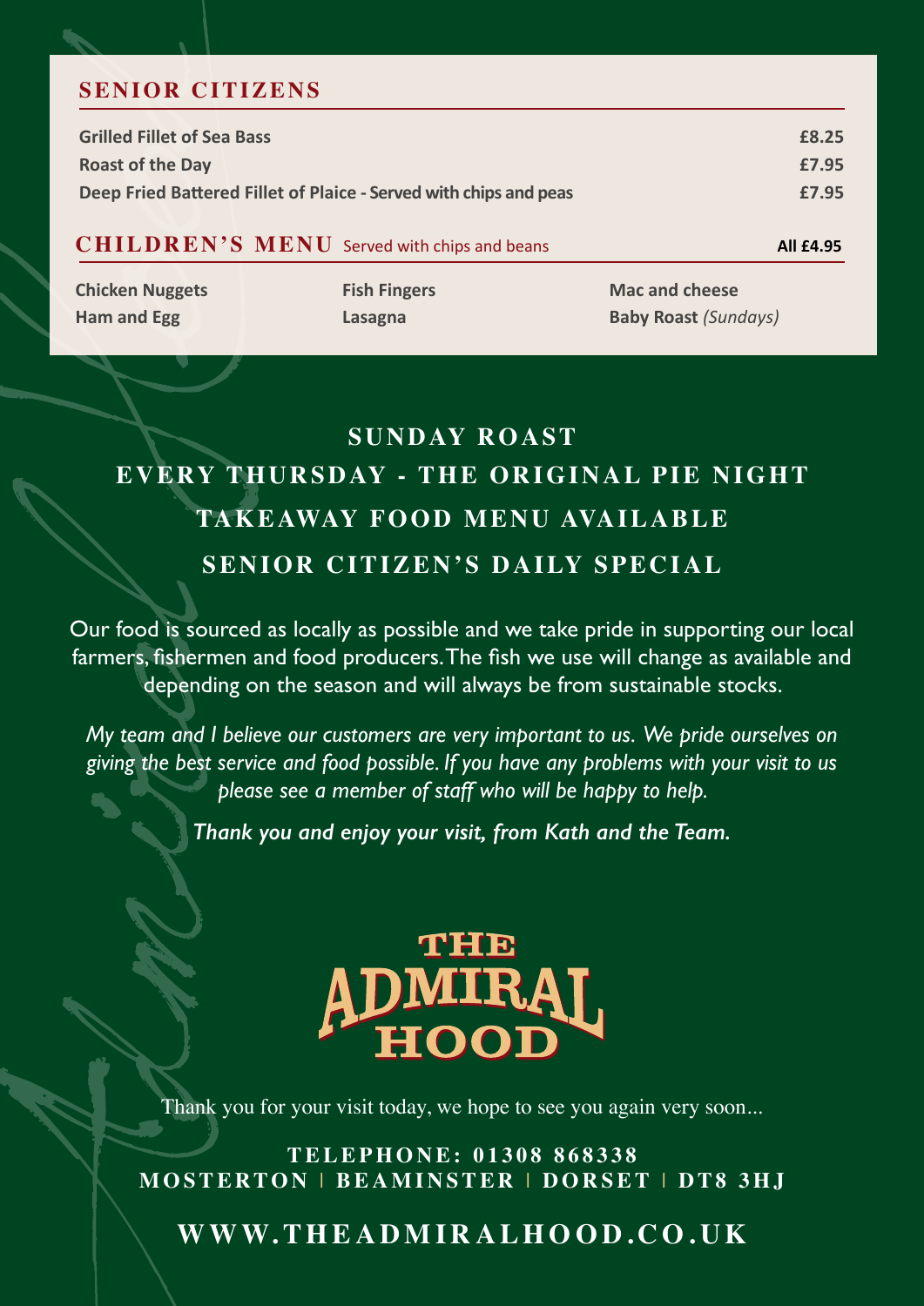## SENIOR CITIZENS

| | |
|---|---|
| **Grilled Fillet of Sea Bass** | **£8.25** |
| **Roast of the Day** | **£7.95** |
| **Deep Fried Battered Fillet of Plaice - Served with chips and peas** | **£7.95** |

## CHILDREN'S MENU Served with chips and beans

**All £4.95**

| | | |
|---|---|---|
| **Chicken Nuggets** | **Fish Fingers** | **Mac and cheese** |
| **Ham and Egg** | **Lasagna** | **Baby Roast** *(Sundays)* |

## SUNDAY ROAST
## EVERY THURSDAY - THE ORIGINAL PIE NIGHT
## TAKEAWAY FOOD MENU AVAILABLE
## SENIOR CITIZEN'S DAILY SPECIAL

Our food is sourced as locally as possible and we take pride in supporting our local farmers, fishermen and food producers. The fish we use will change as available and depending on the season and will always be from sustainable stocks.

*My team and I believe our customers are very important to us. We pride ourselves on giving the best service and food possible. If you have any problems with your visit to us please see a member of staff who will be happy to help.*

*Thank you and enjoy your visit, from Kath and the Team.*

# THE ADMIRAL HOOD

Thank you for your visit today, we hope to see you again very soon...

**TELEPHONE: 01308 868338**
**MOSTERTON | BEAMINSTER | DORSET | DT8 3HJ**

**WWW.THEADMIRALHOOD.CO.UK**